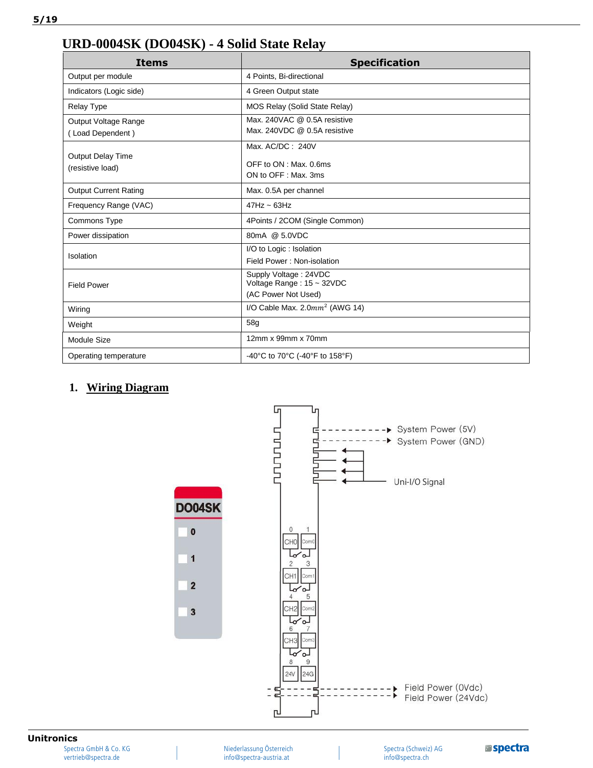# URD-0004SK (DO04SK) - 4 Solid State Relay

| Items | Specification |
|---|---|
| Output per module | 4 Points, Bi-directional |
| Indicators (Logic side) | 4 Green Output state |
| Relay Type | MOS Relay (Solid State Relay) |
| Output Voltage Range ( Load Dependent ) | Max. 240VAC @ 0.5A resistive<br>Max. 240VDC @ 0.5A resistive |
| Output Delay Time (resistive load) | Max. AC/DC : 240V<br>OFF to ON : Max. 0.6ms<br>ON to OFF : Max. 3ms |
| Output Current Rating | Max. 0.5A per channel |
| Frequency Range (VAC) | 47Hz ~ 63Hz |
| Commons Type | 4Points / 2COM (Single Common) |
| Power dissipation | 80mA @ 5.0VDC |
| Isolation | I/O to Logic : Isolation<br>Field Power : Non-isolation |
| Field Power | Supply Voltage : 24VDC<br>Voltage Range : 15 ~ 32VDC<br>(AC Power Not Used) |
| Wiring | I/O Cable Max. 2.0$mm^2$ (AWG 14) |
| Weight | 58g |
| Module Size | 12mm x 99mm x 70mm |
| Operating temperature | -40°C to 70°C (-40°F to 158°F) |

## 1. Wiring Diagram

DO04SK

0
1
2
3

System Power (5V)
System Power (GND)
Uni-I/O Signal

0 1 CH0 Com0
2 3 CH1 Com1
4 5 CH2 Com2
6 7 CH3 Com3
8 9 24V 24G

Field Power (0Vdc)
Field Power (24Vdc)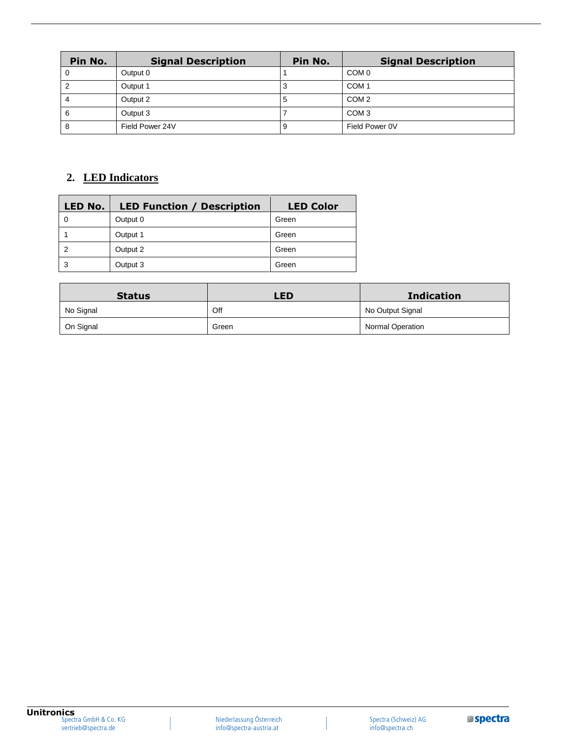| Pin No. | Signal Description | Pin No. | Signal Description |
|---|---|---|---|
| 0 | Output 0 | 1 | COM 0 |
| 2 | Output 1 | 3 | COM 1 |
| 4 | Output 2 | 5 | COM 2 |
| 6 | Output 3 | 7 | COM 3 |
| 8 | Field Power 24V | 9 | Field Power 0V |

## 2. LED Indicators

| LED No. | LED Function / Description | LED Color |
|---|---|---|
| 0 | Output 0 | Green |
| 1 | Output 1 | Green |
| 2 | Output 2 | Green |
| 3 | Output 3 | Green |

| Status | LED | Indication |
|---|---|---|
| No Signal | Off | No Output Signal |
| On Signal | Green | Normal Operation |